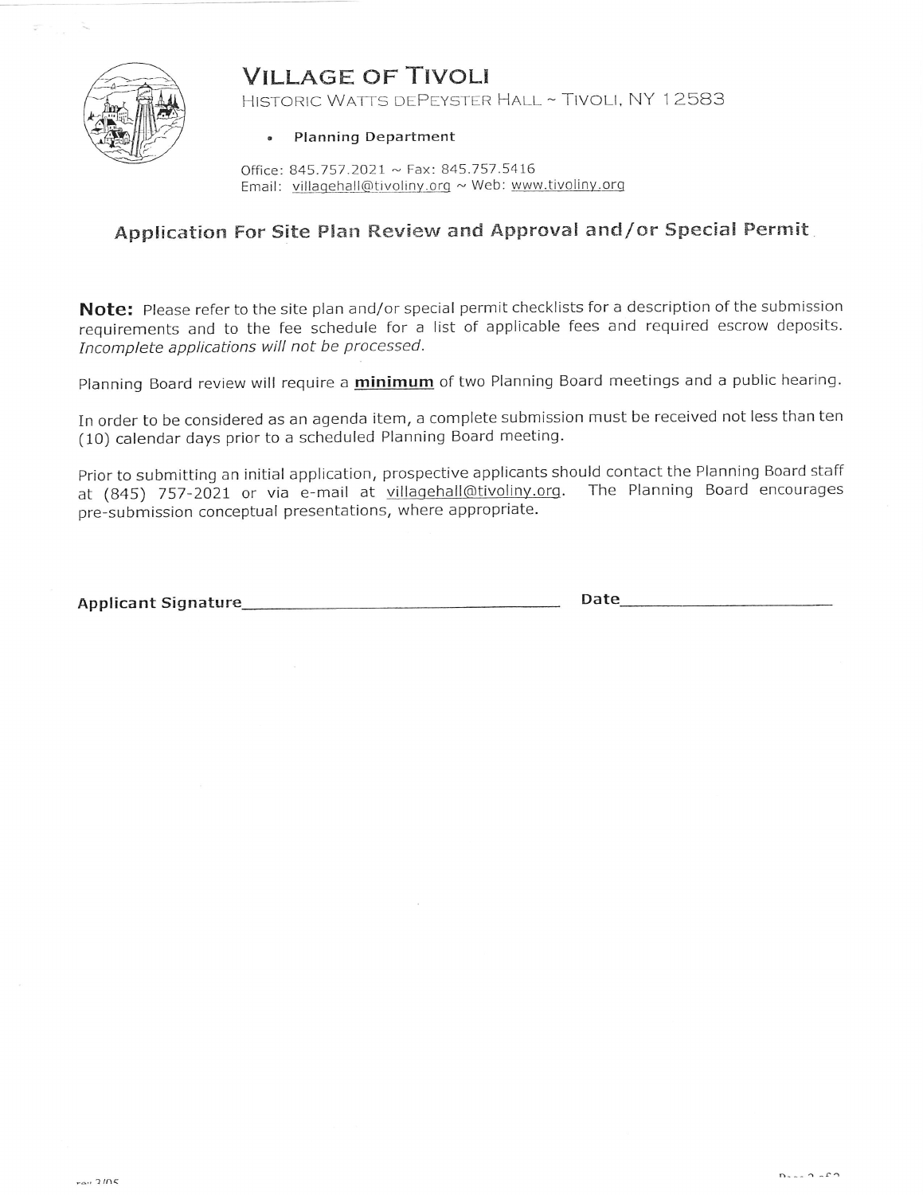# VILLAGE OF TIVOLI

HISTORIC WATTS DEPEYSTER HALL ~ TIVOLI, NY 12583

- **Planning Department**

Office: 845.757.2021 ~ Fax: 845.757.5416
Email: villagehall@tivoliny.org ~ Web: www.tivoliny.org

## Application For Site Plan Review and Approval and/or Special Permit

**Note:** Please refer to the site plan and/or special permit checklists for a description of the submission requirements and to the fee schedule for a list of applicable fees and required escrow deposits. *Incomplete applications will not be processed.*

Planning Board review will require a **minimum** of two Planning Board meetings and a public hearing.

In order to be considered as an agenda item, a complete submission must be received not less than ten (10) calendar days prior to a scheduled Planning Board meeting.

Prior to submitting an initial application, prospective applicants should contact the Planning Board staff at (845) 757-2021 or via e-mail at villagehall@tivoliny.org. The Planning Board encourages pre-submission conceptual presentations, where appropriate.

**Applicant Signature**________________________________ **Date**____________________

rev 3/05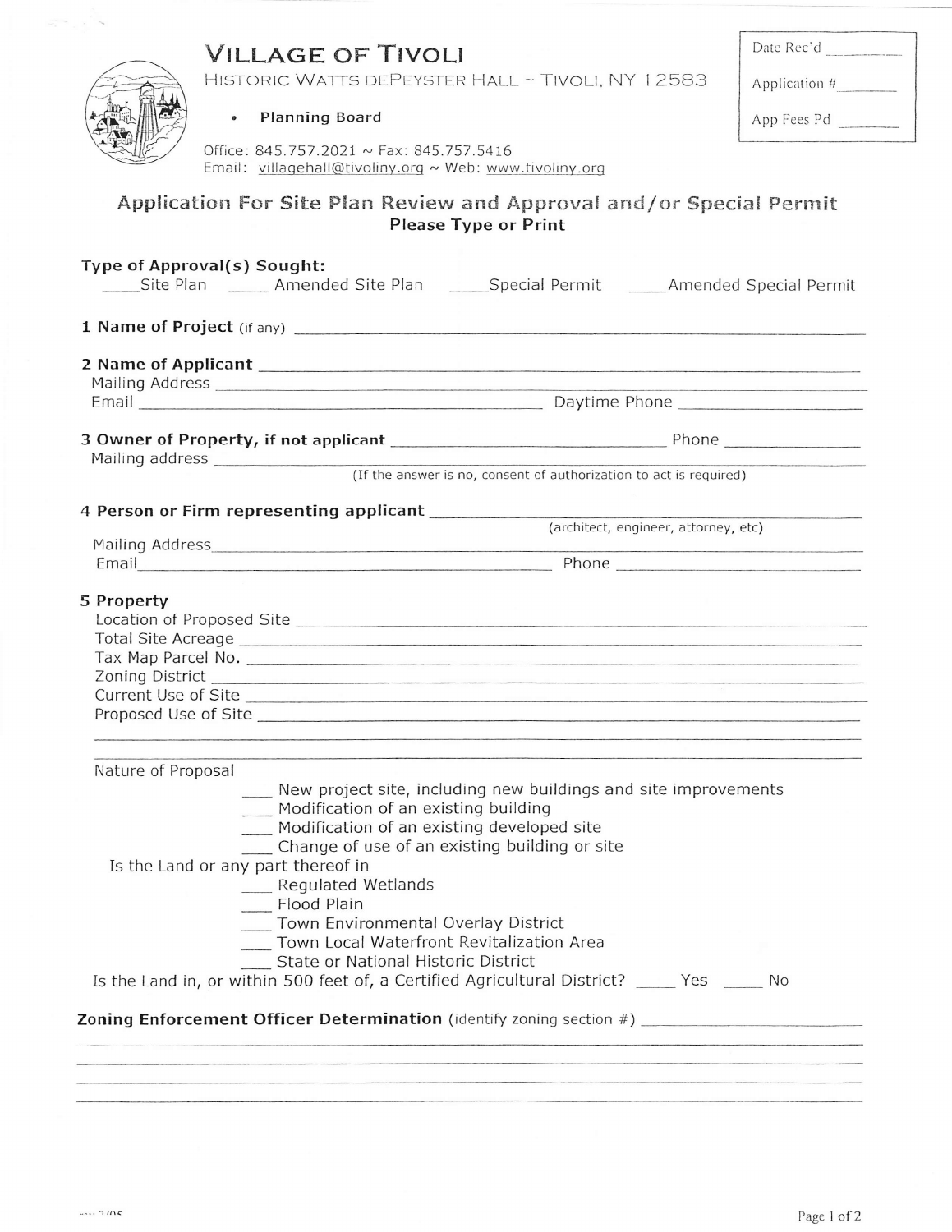# VILLAGE OF TIVOLI

HISTORIC WATTS DEPEYSTER HALL ~ TIVOLI, NY 12583

- **Planning Board**

Office: 845.757.2021 ~ Fax: 845.757.5416
Email: villagehall@tivoliny.org ~ Web: www.tivoliny.org

Date Rec'd \_\_\_\_\_\_\_\_

Application # \_\_\_\_\_\_\_\_

App Fees Pd \_\_\_\_\_\_\_\_

## Application For Site Plan Review and Approval and/or Special Permit

**Please Type or Print**

**Type of Approval(s) Sought:**

\_\_\_\_Site Plan \_\_\_\_ Amended Site Plan \_\_\_\_Special Permit \_\_\_\_Amended Special Permit

**1 Name of Project** (if any) \_\_\_\_\_\_\_\_\_\_\_\_\_\_\_\_\_\_\_\_\_\_\_\_\_\_\_\_\_\_\_\_\_\_\_\_\_\_\_\_

**2 Name of Applicant** \_\_\_\_\_\_\_\_\_\_\_\_\_\_\_\_\_\_\_\_\_\_\_\_\_\_\_\_\_\_\_\_\_\_\_\_\_\_\_\_

Mailing Address \_\_\_\_\_\_\_\_\_\_\_\_\_\_\_\_\_\_\_\_\_\_\_\_\_\_\_\_\_\_\_\_\_\_\_\_\_\_\_\_

Email \_\_\_\_\_\_\_\_\_\_\_\_\_\_\_\_\_\_\_\_ Daytime Phone \_\_\_\_\_\_\_\_\_\_\_\_\_\_\_\_\_\_\_\_

**3 Owner of Property, if not applicant** \_\_\_\_\_\_\_\_\_\_\_\_\_\_\_\_\_\_\_\_ Phone \_\_\_\_\_\_\_\_\_\_\_\_\_\_\_\_\_\_\_\_

Mailing address \_\_\_\_\_\_\_\_\_\_\_\_\_\_\_\_\_\_\_\_\_\_\_\_\_\_\_\_\_\_\_\_\_\_\_\_\_\_\_\_

(If the answer is no, consent of authorization to act is required)

**4 Person or Firm representing applicant** \_\_\_\_\_\_\_\_\_\_\_\_\_\_\_\_\_\_\_\_\_\_\_\_\_\_\_\_\_\_\_\_\_\_\_\_\_\_\_\_

(architect, engineer, attorney, etc)

Mailing Address \_\_\_\_\_\_\_\_\_\_\_\_\_\_\_\_\_\_\_\_\_\_\_\_\_\_\_\_\_\_\_\_\_\_\_\_\_\_\_\_

Email \_\_\_\_\_\_\_\_\_\_\_\_\_\_\_\_\_\_\_\_ Phone \_\_\_\_\_\_\_\_\_\_\_\_\_\_\_\_\_\_\_\_

**5 Property**

Location of Proposed Site \_\_\_\_\_\_\_\_\_\_\_\_\_\_\_\_\_\_\_\_\_\_\_\_\_\_\_\_\_\_\_\_\_\_\_\_\_\_\_\_

Total Site Acreage \_\_\_\_\_\_\_\_\_\_\_\_\_\_\_\_\_\_\_\_\_\_\_\_\_\_\_\_\_\_\_\_\_\_\_\_\_\_\_\_

Tax Map Parcel No. \_\_\_\_\_\_\_\_\_\_\_\_\_\_\_\_\_\_\_\_\_\_\_\_\_\_\_\_\_\_\_\_\_\_\_\_\_\_\_\_

Zoning District \_\_\_\_\_\_\_\_\_\_\_\_\_\_\_\_\_\_\_\_\_\_\_\_\_\_\_\_\_\_\_\_\_\_\_\_\_\_\_\_

Current Use of Site \_\_\_\_\_\_\_\_\_\_\_\_\_\_\_\_\_\_\_\_\_\_\_\_\_\_\_\_\_\_\_\_\_\_\_\_\_\_\_\_

Proposed Use of Site \_\_\_\_\_\_\_\_\_\_\_\_\_\_\_\_\_\_\_\_\_\_\_\_\_\_\_\_\_\_\_\_\_\_\_\_\_\_\_\_

Nature of Proposal

- \_\_\_ New project site, including new buildings and site improvements
- \_\_\_ Modification of an existing building
- \_\_\_ Modification of an existing developed site
- \_\_\_ Change of use of an existing building or site

Is the Land or any part thereof in

- \_\_\_ Regulated Wetlands
- \_\_\_ Flood Plain
- \_\_\_ Town Environmental Overlay District
- \_\_\_ Town Local Waterfront Revitalization Area
- \_\_\_ State or National Historic District

Is the Land in, or within 500 feet of, a Certified Agricultural District? \_\_\_\_ Yes \_\_\_\_ No

**Zoning Enforcement Officer Determination** (identify zoning section #) \_\_\_\_\_\_\_\_\_\_\_\_\_\_\_\_\_\_\_\_